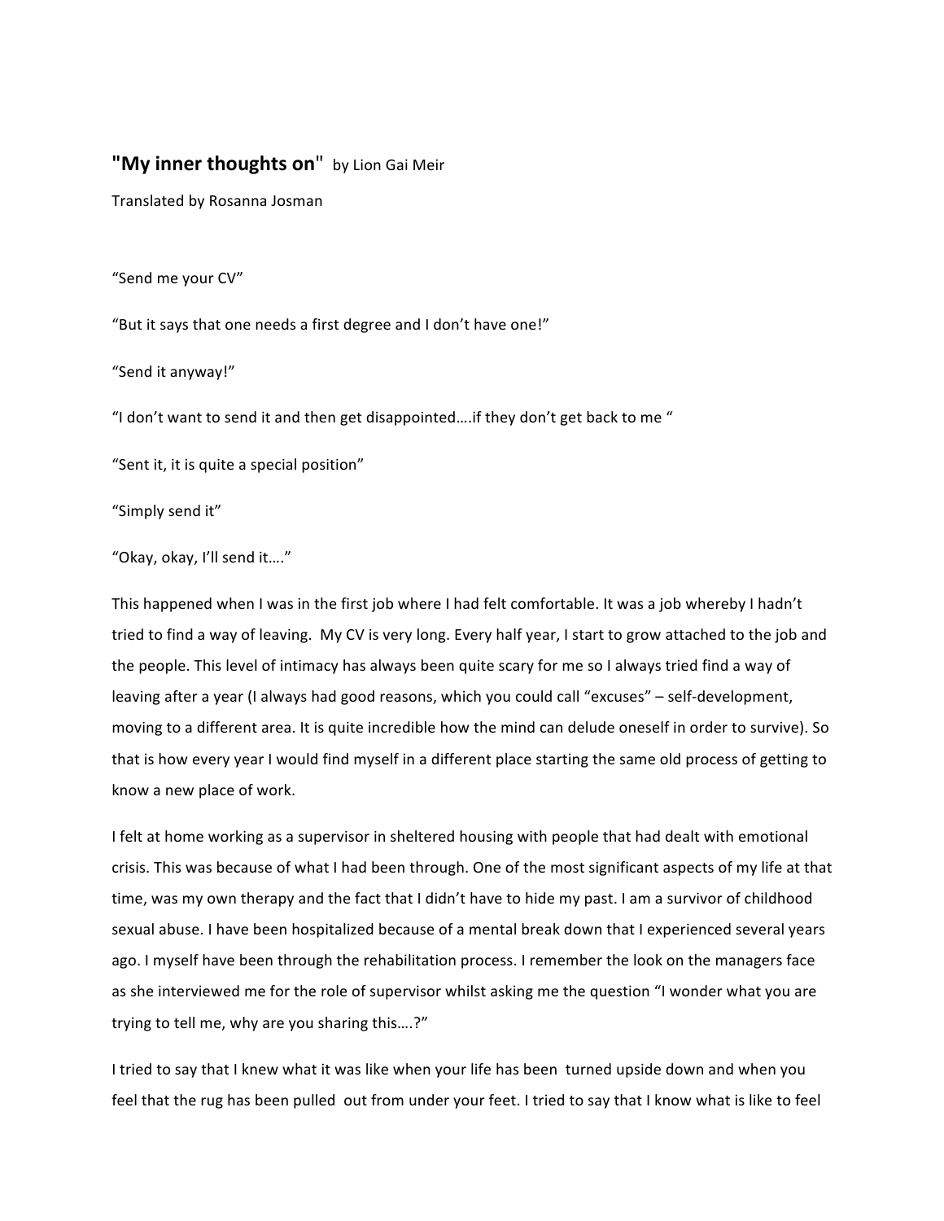**"My inner thoughts on"** by Lion Gai Meir

Translated by Rosanna Josman

"Send me your CV"

"But it says that one needs a first degree and I don't have one!"

"Send it anyway!"

"I don't want to send it and then get disappointed….if they don't get back to me "

"Sent it, it is quite a special position"

"Simply send it"

"Okay, okay, I'll send it…."

This happened when I was in the first job where I had felt comfortable. It was a job whereby I hadn't tried to find a way of leaving. My CV is very long. Every half year, I start to grow attached to the job and the people. This level of intimacy has always been quite scary for me so I always tried find a way of leaving after a year (I always had good reasons, which you could call "excuses" – self-development, moving to a different area. It is quite incredible how the mind can delude oneself in order to survive). So that is how every year I would find myself in a different place starting the same old process of getting to know a new place of work.

I felt at home working as a supervisor in sheltered housing with people that had dealt with emotional crisis. This was because of what I had been through. One of the most significant aspects of my life at that time, was my own therapy and the fact that I didn't have to hide my past. I am a survivor of childhood sexual abuse. I have been hospitalized because of a mental break down that I experienced several years ago. I myself have been through the rehabilitation process. I remember the look on the managers face as she interviewed me for the role of supervisor whilst asking me the question "I wonder what you are trying to tell me, why are you sharing this….?"

I tried to say that I knew what it was like when your life has been turned upside down and when you feel that the rug has been pulled out from under your feet. I tried to say that I know what is like to feel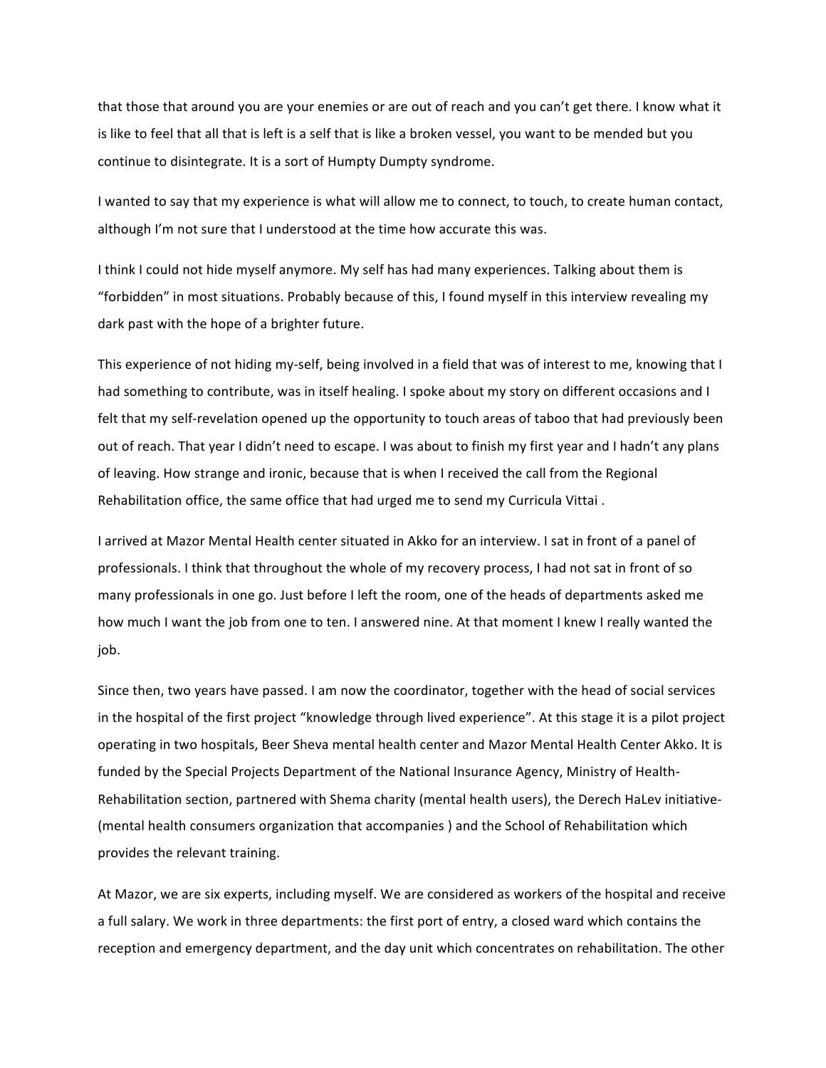that those that around you are your enemies or are out of reach and you can't get there. I know what it is like to feel that all that is left is a self that is like a broken vessel, you want to be mended but you continue to disintegrate. It is a sort of Humpty Dumpty syndrome.

I wanted to say that my experience is what will allow me to connect, to touch, to create human contact, although I'm not sure that I understood at the time how accurate this was.

I think I could not hide myself anymore. My self has had many experiences. Talking about them is "forbidden" in most situations. Probably because of this, I found myself in this interview revealing my dark past with the hope of a brighter future.

This experience of not hiding my-self, being involved in a field that was of interest to me, knowing that I had something to contribute, was in itself healing. I spoke about my story on different occasions and I felt that my self-revelation opened up the opportunity to touch areas of taboo that had previously been out of reach. That year I didn't need to escape. I was about to finish my first year and I hadn't any plans of leaving. How strange and ironic, because that is when I received the call from the Regional Rehabilitation office, the same office that had urged me to send my Curricula Vittai .

I arrived at Mazor Mental Health center situated in Akko for an interview. I sat in front of a panel of professionals. I think that throughout the whole of my recovery process, I had not sat in front of so many professionals in one go. Just before I left the room, one of the heads of departments asked me how much I want the job from one to ten. I answered nine. At that moment I knew I really wanted the job.

Since then, two years have passed. I am now the coordinator, together with the head of social services in the hospital of the first project "knowledge through lived experience". At this stage it is a pilot project operating in two hospitals, Beer Sheva mental health center and Mazor Mental Health Center Akko. It is funded by the Special Projects Department of the National Insurance Agency, Ministry of Health-Rehabilitation section, partnered with Shema charity (mental health users), the Derech HaLev initiative-(mental health consumers organization that accompanies ) and the School of Rehabilitation which provides the relevant training.

At Mazor, we are six experts, including myself. We are considered as workers of the hospital and receive a full salary. We work in three departments: the first port of entry, a closed ward which contains the reception and emergency department, and the day unit which concentrates on rehabilitation. The other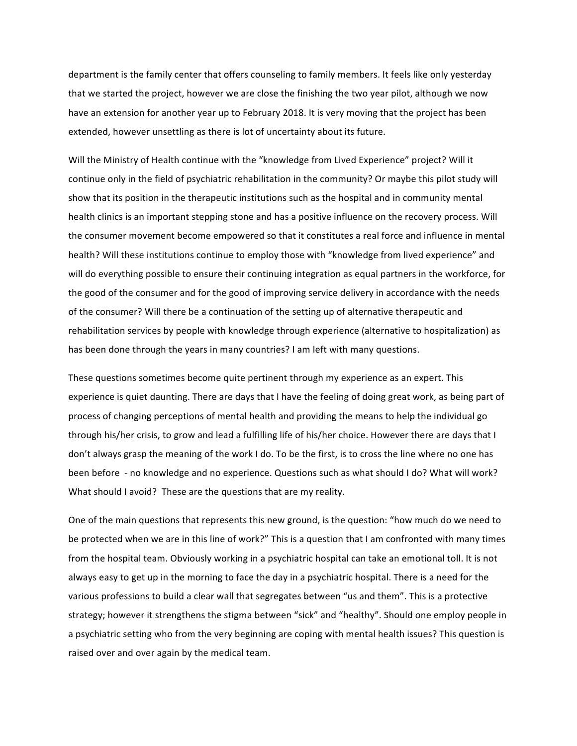department is the family center that offers counseling to family members. It feels like only yesterday that we started the project, however we are close the finishing the two year pilot, although we now have an extension for another year up to February 2018. It is very moving that the project has been extended, however unsettling as there is lot of uncertainty about its future.

Will the Ministry of Health continue with the "knowledge from Lived Experience" project? Will it continue only in the field of psychiatric rehabilitation in the community? Or maybe this pilot study will show that its position in the therapeutic institutions such as the hospital and in community mental health clinics is an important stepping stone and has a positive influence on the recovery process. Will the consumer movement become empowered so that it constitutes a real force and influence in mental health? Will these institutions continue to employ those with "knowledge from lived experience" and will do everything possible to ensure their continuing integration as equal partners in the workforce, for the good of the consumer and for the good of improving service delivery in accordance with the needs of the consumer? Will there be a continuation of the setting up of alternative therapeutic and rehabilitation services by people with knowledge through experience (alternative to hospitalization) as has been done through the years in many countries? I am left with many questions.

These questions sometimes become quite pertinent through my experience as an expert. This experience is quiet daunting. There are days that I have the feeling of doing great work, as being part of process of changing perceptions of mental health and providing the means to help the individual go through his/her crisis, to grow and lead a fulfilling life of his/her choice. However there are days that I don't always grasp the meaning of the work I do. To be the first, is to cross the line where no one has been before - no knowledge and no experience. Questions such as what should I do? What will work? What should I avoid? These are the questions that are my reality.

One of the main questions that represents this new ground, is the question: "how much do we need to be protected when we are in this line of work?" This is a question that I am confronted with many times from the hospital team. Obviously working in a psychiatric hospital can take an emotional toll. It is not always easy to get up in the morning to face the day in a psychiatric hospital. There is a need for the various professions to build a clear wall that segregates between "us and them". This is a protective strategy; however it strengthens the stigma between "sick" and "healthy". Should one employ people in a psychiatric setting who from the very beginning are coping with mental health issues? This question is raised over and over again by the medical team.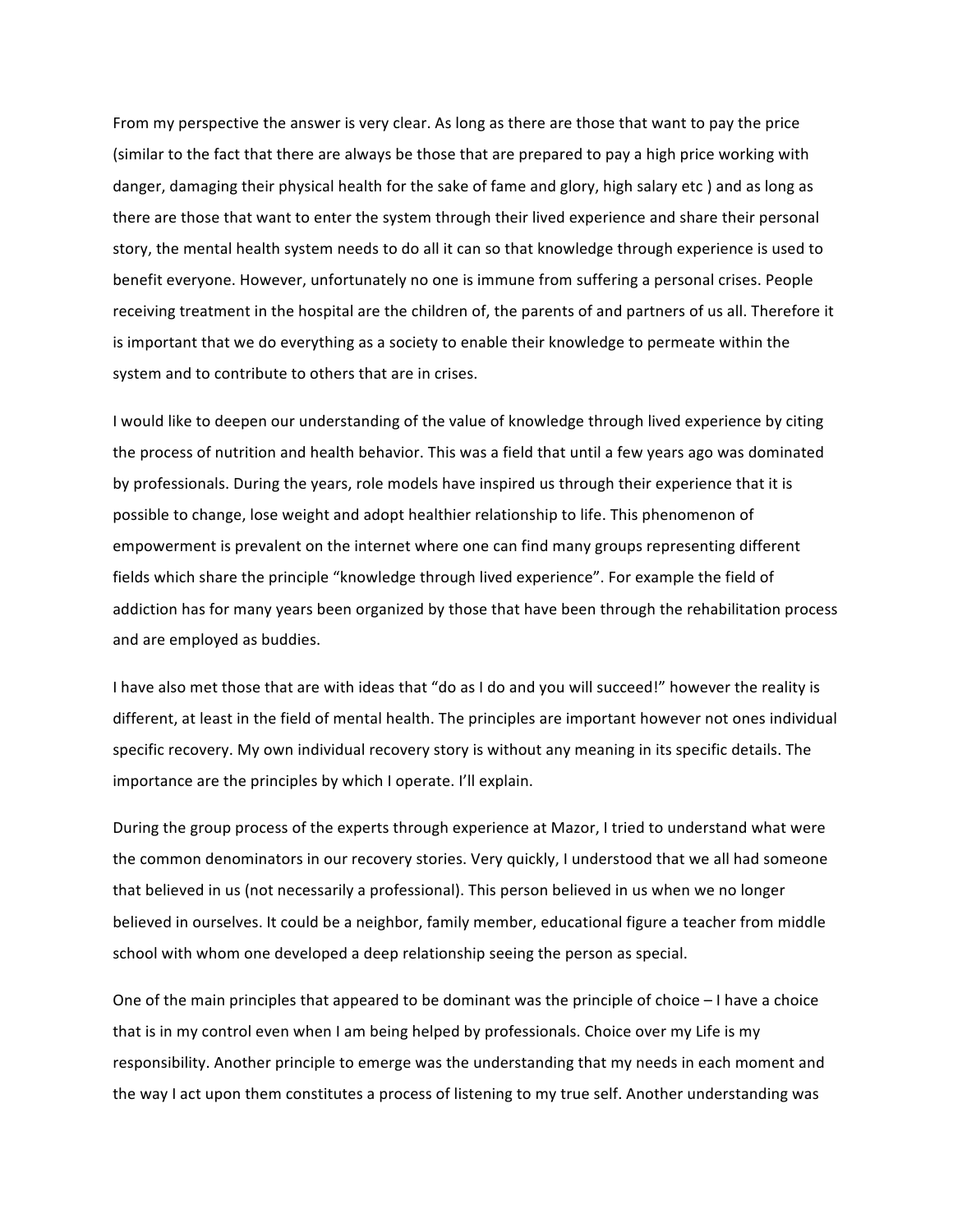From my perspective the answer is very clear. As long as there are those that want to pay the price (similar to the fact that there are always be those that are prepared to pay a high price working with danger, damaging their physical health for the sake of fame and glory, high salary etc ) and as long as there are those that want to enter the system through their lived experience and share their personal story, the mental health system needs to do all it can so that knowledge through experience is used to benefit everyone. However, unfortunately no one is immune from suffering a personal crises. People receiving treatment in the hospital are the children of, the parents of and partners of us all. Therefore it is important that we do everything as a society to enable their knowledge to permeate within the system and to contribute to others that are in crises.

I would like to deepen our understanding of the value of knowledge through lived experience by citing the process of nutrition and health behavior. This was a field that until a few years ago was dominated by professionals. During the years, role models have inspired us through their experience that it is possible to change, lose weight and adopt healthier relationship to life. This phenomenon of empowerment is prevalent on the internet where one can find many groups representing different fields which share the principle "knowledge through lived experience". For example the field of addiction has for many years been organized by those that have been through the rehabilitation process and are employed as buddies.

I have also met those that are with ideas that "do as I do and you will succeed!" however the reality is different, at least in the field of mental health. The principles are important however not ones individual specific recovery. My own individual recovery story is without any meaning in its specific details. The importance are the principles by which I operate. I'll explain.

During the group process of the experts through experience at Mazor, I tried to understand what were the common denominators in our recovery stories. Very quickly, I understood that we all had someone that believed in us (not necessarily a professional). This person believed in us when we no longer believed in ourselves. It could be a neighbor, family member, educational figure a teacher from middle school with whom one developed a deep relationship seeing the person as special.

One of the main principles that appeared to be dominant was the principle of choice – I have a choice that is in my control even when I am being helped by professionals. Choice over my Life is my responsibility. Another principle to emerge was the understanding that my needs in each moment and the way I act upon them constitutes a process of listening to my true self. Another understanding was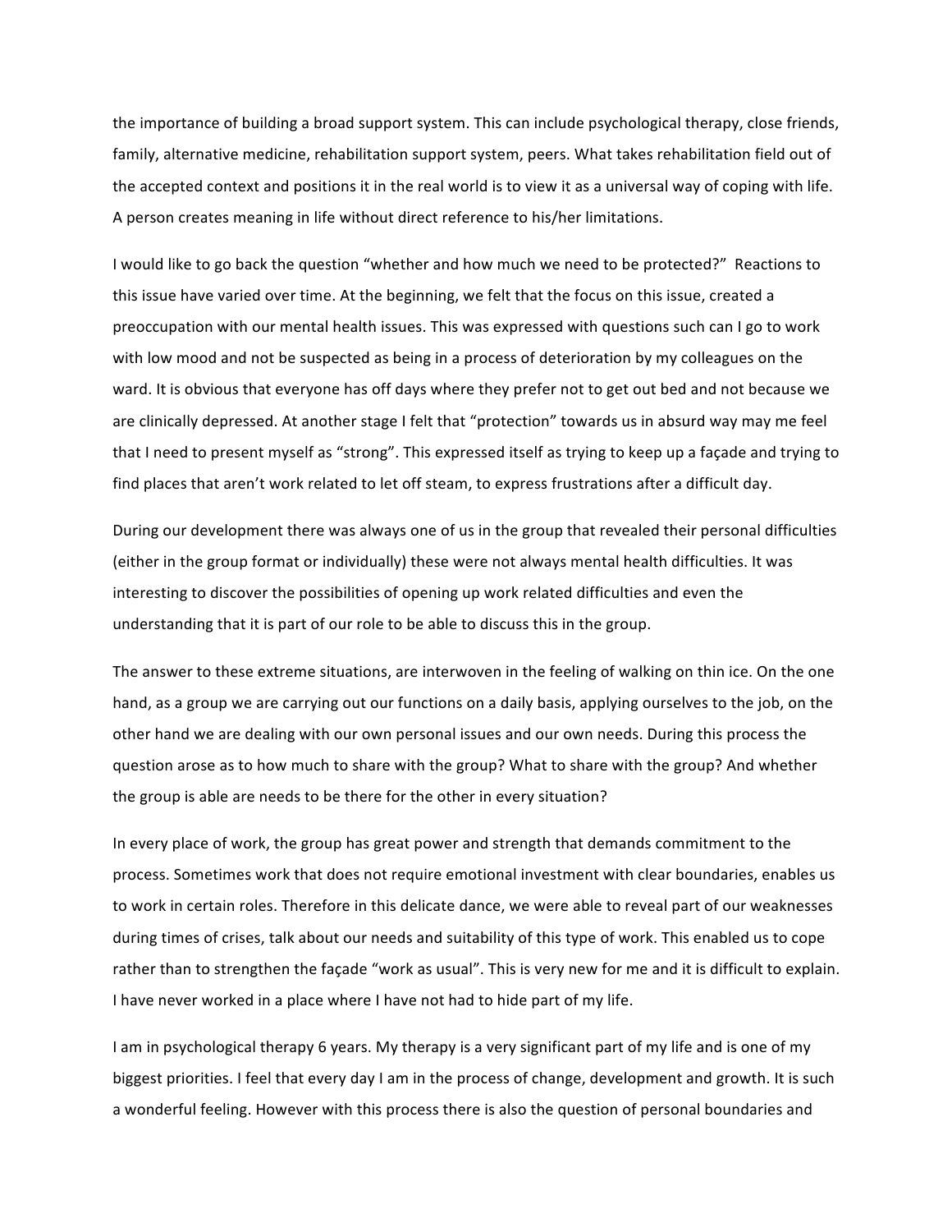the importance of building a broad support system. This can include psychological therapy, close friends, family, alternative medicine, rehabilitation support system, peers. What takes rehabilitation field out of the accepted context and positions it in the real world is to view it as a universal way of coping with life. A person creates meaning in life without direct reference to his/her limitations.

I would like to go back the question "whether and how much we need to be protected?" Reactions to this issue have varied over time. At the beginning, we felt that the focus on this issue, created a preoccupation with our mental health issues. This was expressed with questions such can I go to work with low mood and not be suspected as being in a process of deterioration by my colleagues on the ward. It is obvious that everyone has off days where they prefer not to get out bed and not because we are clinically depressed. At another stage I felt that "protection" towards us in absurd way may me feel that I need to present myself as "strong". This expressed itself as trying to keep up a façade and trying to find places that aren't work related to let off steam, to express frustrations after a difficult day.

During our development there was always one of us in the group that revealed their personal difficulties (either in the group format or individually) these were not always mental health difficulties. It was interesting to discover the possibilities of opening up work related difficulties and even the understanding that it is part of our role to be able to discuss this in the group.

The answer to these extreme situations, are interwoven in the feeling of walking on thin ice. On the one hand, as a group we are carrying out our functions on a daily basis, applying ourselves to the job, on the other hand we are dealing with our own personal issues and our own needs. During this process the question arose as to how much to share with the group? What to share with the group? And whether the group is able are needs to be there for the other in every situation?

In every place of work, the group has great power and strength that demands commitment to the process. Sometimes work that does not require emotional investment with clear boundaries, enables us to work in certain roles. Therefore in this delicate dance, we were able to reveal part of our weaknesses during times of crises, talk about our needs and suitability of this type of work. This enabled us to cope rather than to strengthen the façade "work as usual". This is very new for me and it is difficult to explain. I have never worked in a place where I have not had to hide part of my life.

I am in psychological therapy 6 years. My therapy is a very significant part of my life and is one of my biggest priorities. I feel that every day I am in the process of change, development and growth. It is such a wonderful feeling. However with this process there is also the question of personal boundaries and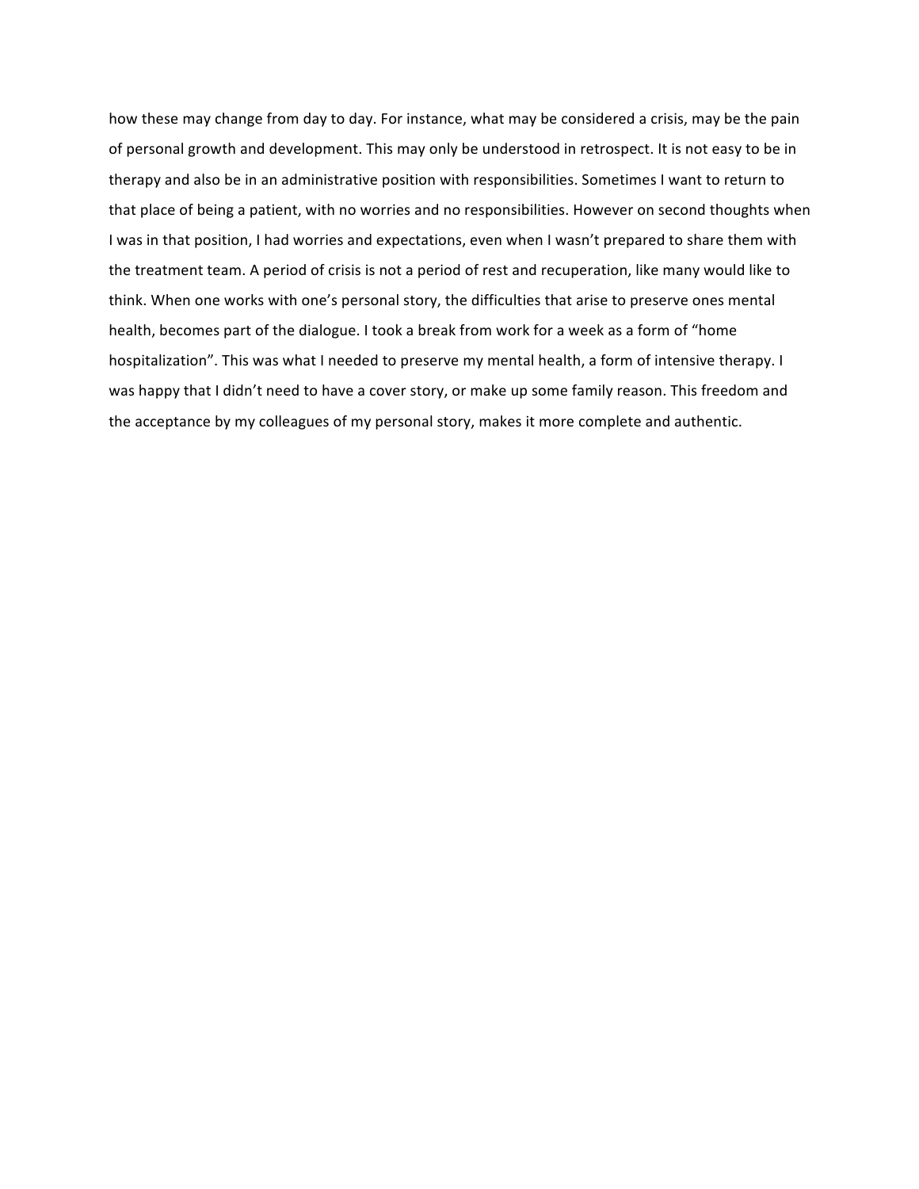how these may change from day to day. For instance, what may be considered a crisis, may be the pain of personal growth and development. This may only be understood in retrospect. It is not easy to be in therapy and also be in an administrative position with responsibilities. Sometimes I want to return to that place of being a patient, with no worries and no responsibilities. However on second thoughts when I was in that position, I had worries and expectations, even when I wasn't prepared to share them with the treatment team. A period of crisis is not a period of rest and recuperation, like many would like to think. When one works with one's personal story, the difficulties that arise to preserve ones mental health, becomes part of the dialogue. I took a break from work for a week as a form of "home hospitalization". This was what I needed to preserve my mental health, a form of intensive therapy. I was happy that I didn't need to have a cover story, or make up some family reason. This freedom and the acceptance by my colleagues of my personal story, makes it more complete and authentic.